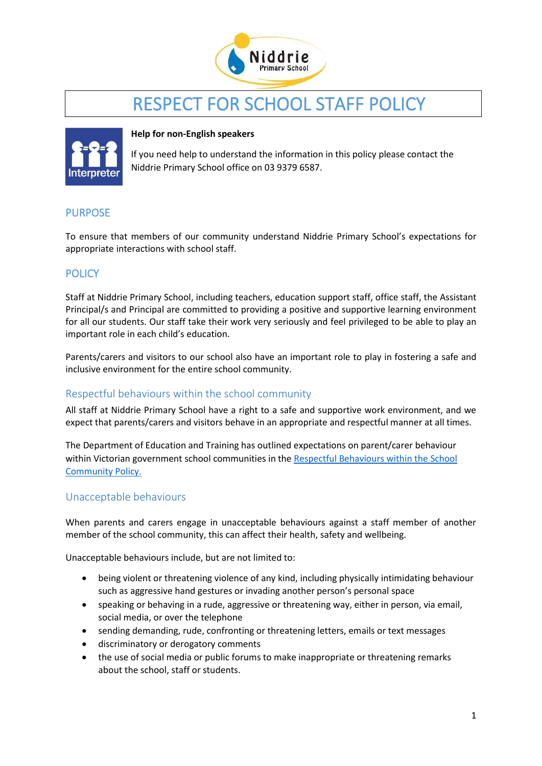# RESPECT FOR SCHOOL STAFF POLICY

**Help for non-English speakers**

If you need help to understand the information in this policy please contact the Niddrie Primary School office on 03 9379 6587.

## PURPOSE

To ensure that members of our community understand Niddrie Primary School's expectations for appropriate interactions with school staff.

## POLICY

Staff at Niddrie Primary School, including teachers, education support staff, office staff, the Assistant Principal/s and Principal are committed to providing a positive and supportive learning environment for all our students. Our staff take their work very seriously and feel privileged to be able to play an important role in each child's education.

Parents/carers and visitors to our school also have an important role to play in fostering a safe and inclusive environment for the entire school community.

### Respectful behaviours within the school community

All staff at Niddrie Primary School have a right to a safe and supportive work environment, and we expect that parents/carers and visitors behave in an appropriate and respectful manner at all times.

The Department of Education and Training has outlined expectations on parent/carer behaviour within Victorian government school communities in the Respectful Behaviours within the School Community Policy.

### Unacceptable behaviours

When parents and carers engage in unacceptable behaviours against a staff member of another member of the school community, this can affect their health, safety and wellbeing.

Unacceptable behaviours include, but are not limited to:

- being violent or threatening violence of any kind, including physically intimidating behaviour such as aggressive hand gestures or invading another person's personal space
- speaking or behaving in a rude, aggressive or threatening way, either in person, via email, social media, or over the telephone
- sending demanding, rude, confronting or threatening letters, emails or text messages
- discriminatory or derogatory comments
- the use of social media or public forums to make inappropriate or threatening remarks about the school, staff or students.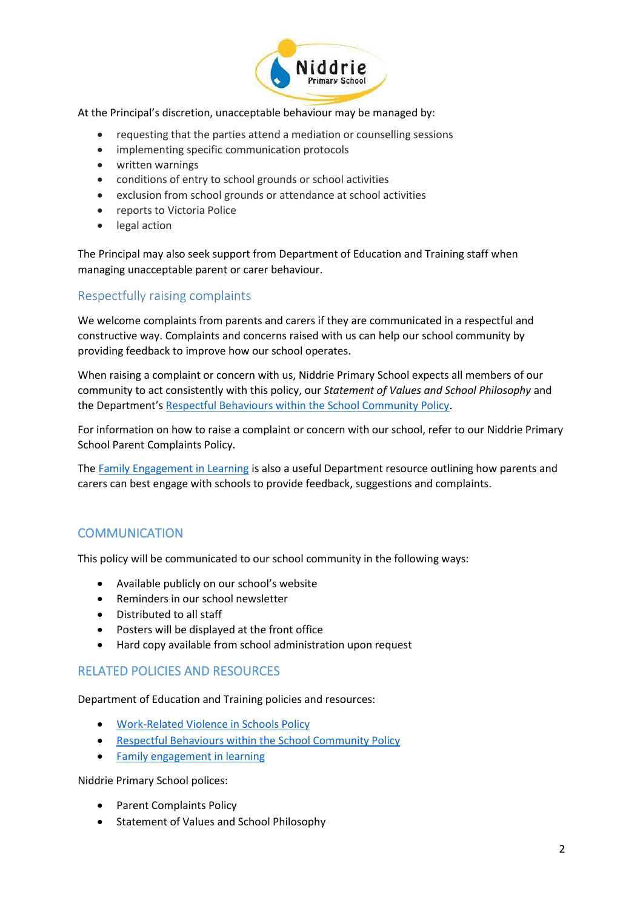At the Principal's discretion, unacceptable behaviour may be managed by:

- requesting that the parties attend a mediation or counselling sessions
- implementing specific communication protocols
- written warnings
- conditions of entry to school grounds or school activities
- exclusion from school grounds or attendance at school activities
- reports to Victoria Police
- legal action

The Principal may also seek support from Department of Education and Training staff when managing unacceptable parent or carer behaviour.

### Respectfully raising complaints

We welcome complaints from parents and carers if they are communicated in a respectful and constructive way. Complaints and concerns raised with us can help our school community by providing feedback to improve how our school operates.

When raising a complaint or concern with us, Niddrie Primary School expects all members of our community to act consistently with this policy, our *Statement of Values and School Philosophy* and the Department's Respectful Behaviours within the School Community Policy.

For information on how to raise a complaint or concern with our school, refer to our Niddrie Primary School Parent Complaints Policy.

The Family Engagement in Learning is also a useful Department resource outlining how parents and carers can best engage with schools to provide feedback, suggestions and complaints.

## COMMUNICATION

This policy will be communicated to our school community in the following ways:

- Available publicly on our school's website
- Reminders in our school newsletter
- Distributed to all staff
- Posters will be displayed at the front office
- Hard copy available from school administration upon request

## RELATED POLICIES AND RESOURCES

Department of Education and Training policies and resources:

- Work-Related Violence in Schools Policy
- Respectful Behaviours within the School Community Policy
- Family engagement in learning

Niddrie Primary School polices:

- Parent Complaints Policy
- Statement of Values and School Philosophy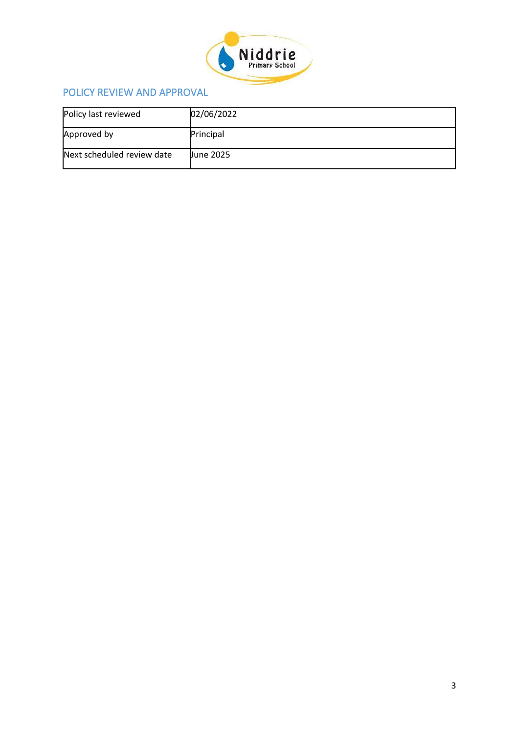## POLICY REVIEW AND APPROVAL

| | |
|---|---|
| Policy last reviewed | 02/06/2022 |
| Approved by | Principal |
| Next scheduled review date | June 2025 |